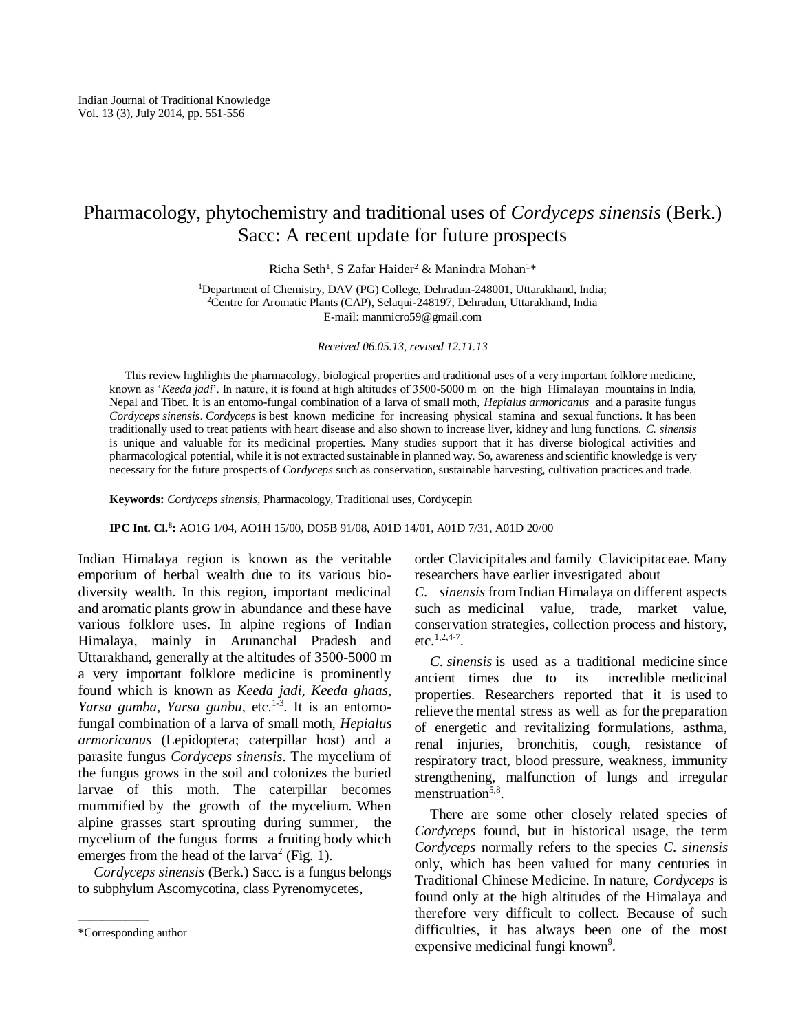# Pharmacology, phytochemistry and traditional uses of *Cordyceps sinensis* (Berk.) Sacc: A recent update for future prospects

Richa Seth[1], S Zafar Haider[2] & Manindra Mohan[1]*

[1]Department of Chemistry, DAV (PG) College, Dehradun-248001, Uttarakhand, India;
[2]Centre for Aromatic Plants (CAP), Selaqui-248197, Dehradun, Uttarakhand, India
E-mail: manmicro59@gmail.com

*Received 06.05.13, revised 12.11.13*

This review highlights the pharmacology, biological properties and traditional uses of a very important folklore medicine, known as '*Keeda jadi*'. In nature, it is found at high altitudes of 3500-5000 m on the high Himalayan mountains in India, Nepal and Tibet. It is an entomo-fungal combination of a larva of small moth, *Hepialus armoricanus* and a parasite fungus *Cordyceps sinensis*. *Cordyceps* is best known medicine for increasing physical stamina and sexual functions. It has been traditionally used to treat patients with heart disease and also shown to increase liver, kidney and lung functions. *C. sinensis* is unique and valuable for its medicinal properties. Many studies support that it has diverse biological activities and pharmacological potential, while it is not extracted sustainable in planned way. So, awareness and scientific knowledge is very necessary for the future prospects of *Cordyceps* such as conservation, sustainable harvesting, cultivation practices and trade.

**Keywords:** *Cordyceps sinensis*, Pharmacology, Traditional uses, Cordycepin

**IPC Int. Cl.[8]:** AO1G 1/04, AO1H 15/00, DO5B 91/08, A01D 14/01, A01D 7/31, A01D 20/00

Indian Himalaya region is known as the veritable emporium of herbal wealth due to its various bio-diversity wealth. In this region, important medicinal and aromatic plants grow in abundance and these have various folklore uses. In alpine regions of Indian Himalaya, mainly in Arunanchal Pradesh and Uttarakhand, generally at the altitudes of 3500-5000 m a very important folklore medicine is prominently found which is known as *Keeda jadi, Keeda ghaas, Yarsa gumba, Yarsa gunbu*, etc.[1-3]. It is an entomo-fungal combination of a larva of small moth, *Hepialus armoricanus* (Lepidoptera; caterpillar host) and a parasite fungus *Cordyceps sinensis*. The mycelium of the fungus grows in the soil and colonizes the buried larvae of this moth. The caterpillar becomes mummified by the growth of the mycelium. When alpine grasses start sprouting during summer, the mycelium of the fungus forms a fruiting body which emerges from the head of the larva[2] (Fig. 1).

*Cordyceps sinensis* (Berk.) Sacc. is a fungus belongs to subphylum Ascomycotina, class Pyrenomycetes, order Clavicipitales and family Clavicipitaceae. Many researchers have earlier investigated about *C. sinensis* from Indian Himalaya on different aspects such as medicinal value, trade, market value, conservation strategies, collection process and history, etc.[1,2,4-7].

*C. sinensis* is used as a traditional medicine since ancient times due to its incredible medicinal properties. Researchers reported that it is used to relieve the mental stress as well as for the preparation of energetic and revitalizing formulations, asthma, renal injuries, bronchitis, cough, resistance of respiratory tract, blood pressure, weakness, immunity strengthening, malfunction of lungs and irregular menstruation[5,8].

There are some other closely related species of *Cordyceps* found, but in historical usage, the term *Cordyceps* normally refers to the species *C. sinensis* only, which has been valued for many centuries in Traditional Chinese Medicine. In nature, *Cordyceps* is found only at the high altitudes of the Himalaya and therefore very difficult to collect. Because of such difficulties, it has always been one of the most expensive medicinal fungi known[9].

*Corresponding author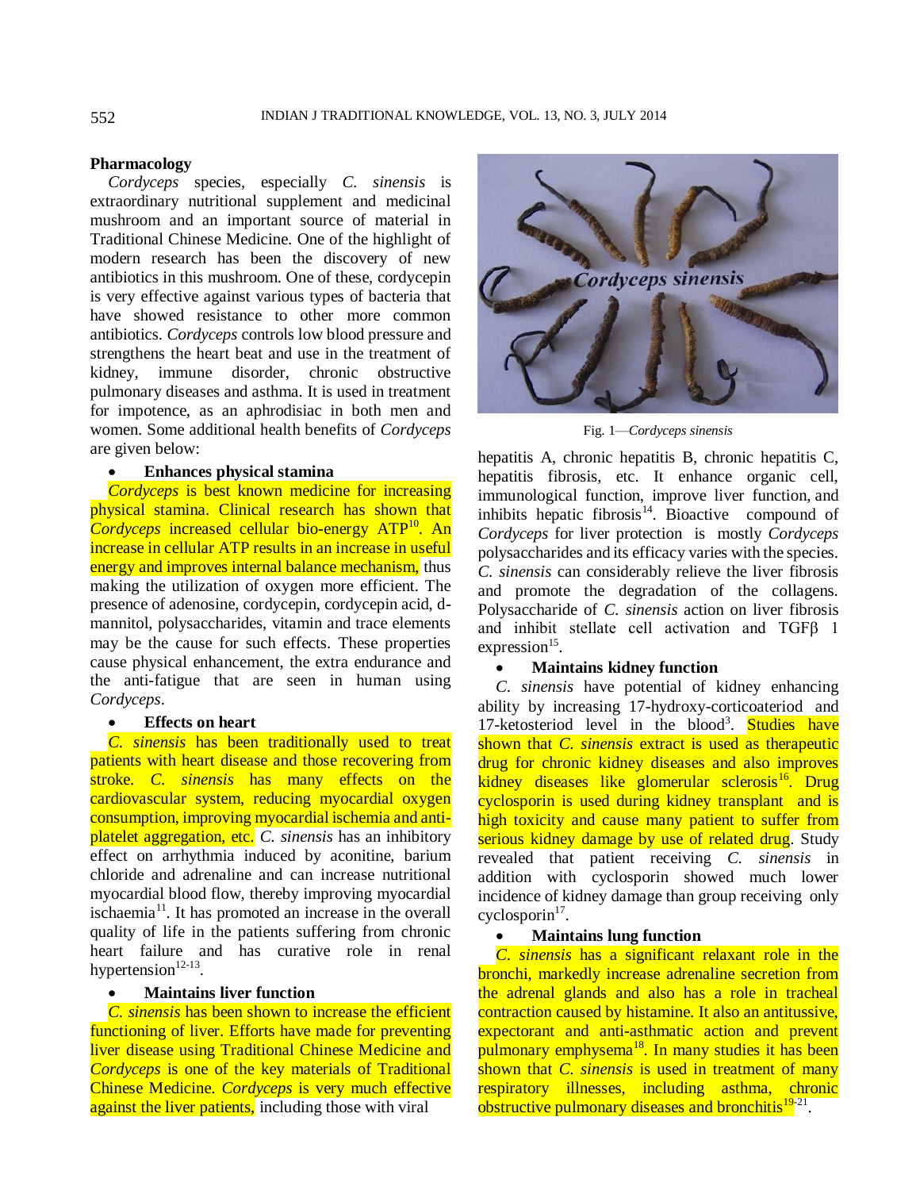## Pharmacology

*Cordyceps* species, especially *C. sinensis* is extraordinary nutritional supplement and medicinal mushroom and an important source of material in Traditional Chinese Medicine. One of the highlight of modern research has been the discovery of new antibiotics in this mushroom. One of these, cordycepin is very effective against various types of bacteria that have showed resistance to other more common antibiotics. *Cordyceps* controls low blood pressure and strengthens the heart beat and use in the treatment of kidney, immune disorder, chronic obstructive pulmonary diseases and asthma. It is used in treatment for impotence, as an aphrodisiac in both men and women. Some additional health benefits of *Cordyceps* are given below:

- **Enhances physical stamina**

*Cordyceps* is best known medicine for increasing physical stamina. Clinical research has shown that *Cordyceps* increased cellular bio-energy ATP[10]. An increase in cellular ATP results in an increase in useful energy and improves internal balance mechanism, thus making the utilization of oxygen more efficient. The presence of adenosine, cordycepin, cordycepin acid, d-mannitol, polysaccharides, vitamin and trace elements may be the cause for such effects. These properties cause physical enhancement, the extra endurance and the anti-fatigue that are seen in human using *Cordyceps*.

- **Effects on heart**

*C. sinensis* has been traditionally used to treat patients with heart disease and those recovering from stroke. *C. sinensis* has many effects on the cardiovascular system, reducing myocardial oxygen consumption, improving myocardial ischemia and anti-platelet aggregation, etc. *C. sinensis* has an inhibitory effect on arrhythmia induced by aconitine, barium chloride and adrenaline and can increase nutritional myocardial blood flow, thereby improving myocardial ischaemia[11]. It has promoted an increase in the overall quality of life in the patients suffering from chronic heart failure and has curative role in renal hypertension[12-13].

- **Maintains liver function**

*C. sinensis* has been shown to increase the efficient functioning of liver. Efforts have made for preventing liver disease using Traditional Chinese Medicine and *Cordyceps* is one of the key materials of Traditional Chinese Medicine. *Cordyceps* is very much effective against the liver patients, including those with viral hepatitis A, chronic hepatitis B, chronic hepatitis C, hepatitis fibrosis, etc. It enhance organic cell, immunological function, improve liver function, and inhibits hepatic fibrosis[14]. Bioactive compound of *Cordyceps* for liver protection is mostly *Cordyceps* polysaccharides and its efficacy varies with the species. *C. sinensis* can considerably relieve the liver fibrosis and promote the degradation of the collagens. Polysaccharide of *C. sinensis* action on liver fibrosis and inhibit stellate cell activation and TGFβ 1 expression[15].

Fig. 1—*Cordyceps sinensis*

- **Maintains kidney function**

*C. sinensis* have potential of kidney enhancing ability by increasing 17-hydroxy-corticoateriod and 17-ketosteriod level in the blood[3]. Studies have shown that *C. sinensis* extract is used as therapeutic drug for chronic kidney diseases and also improves kidney diseases like glomerular sclerosis[16]. Drug cyclosporin is used during kidney transplant and is high toxicity and cause many patient to suffer from serious kidney damage by use of related drug. Study revealed that patient receiving *C. sinensis* in addition with cyclosporin showed much lower incidence of kidney damage than group receiving only cyclosporin[17].

- **Maintains lung function**

*C. sinensis* has a significant relaxant role in the bronchi, markedly increase adrenaline secretion from the adrenal glands and also has a role in tracheal contraction caused by histamine. It also an antitussive, expectorant and anti-asthmatic action and prevent pulmonary emphysema[18]. In many studies it has been shown that *C. sinensis* is used in treatment of many respiratory illnesses, including asthma, chronic obstructive pulmonary diseases and bronchitis[19-21].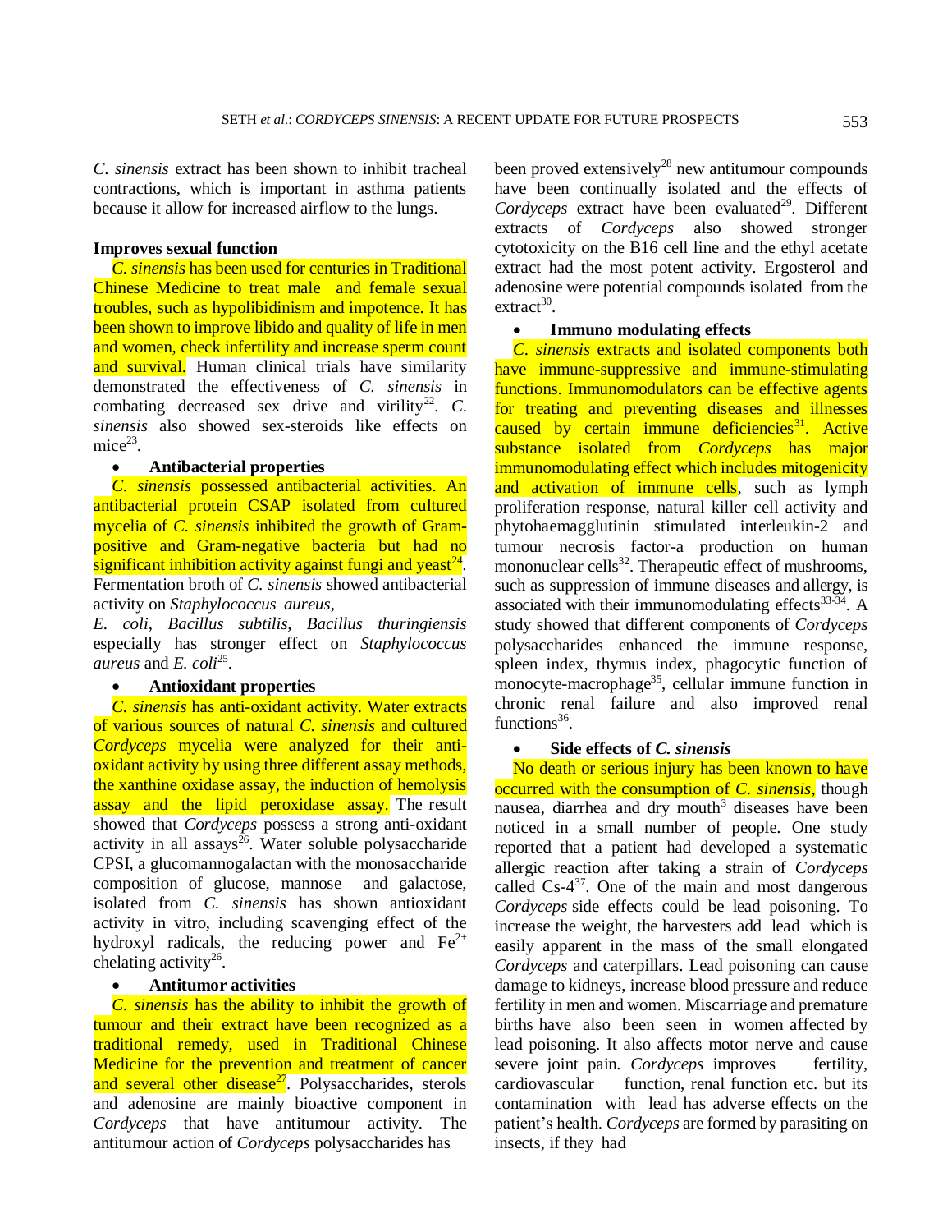*C. sinensis* extract has been shown to inhibit tracheal contractions, which is important in asthma patients because it allow for increased airflow to the lungs.

### Improves sexual function

*C. sinensis* has been used for centuries in Traditional Chinese Medicine to treat male and female sexual troubles, such as hypolibidinism and impotence. It has been shown to improve libido and quality of life in men and women, check infertility and increase sperm count and survival. Human clinical trials have similarity demonstrated the effectiveness of *C. sinensis* in combating decreased sex drive and virility[22]. *C. sinensis* also showed sex-steroids like effects on mice[23].

- **Antibacterial properties**

*C. sinensis* possessed antibacterial activities. An antibacterial protein CSAP isolated from cultured mycelia of *C. sinensis* inhibited the growth of Gram-positive and Gram-negative bacteria but had no significant inhibition activity against fungi and yeast[24]. Fermentation broth of *C. sinensis* showed antibacterial activity on *Staphylococcus aureus*, *E. coli*, *Bacillus subtilis*, *Bacillus thuringiensis* especially has stronger effect on *Staphylococcus aureus* and *E. coli*[25].

- **Antioxidant properties**

*C. sinensis* has anti-oxidant activity. Water extracts of various sources of natural *C. sinensis* and cultured *Cordyceps* mycelia were analyzed for their anti-oxidant activity by using three different assay methods, the xanthine oxidase assay, the induction of hemolysis assay and the lipid peroxidase assay. The result showed that *Cordyceps* possess a strong anti-oxidant activity in all assays[26]. Water soluble polysaccharide CPSI, a glucomannogalactan with the monosaccharide composition of glucose, mannose and galactose, isolated from *C. sinensis* has shown antioxidant activity in vitro, including scavenging effect of the hydroxyl radicals, the reducing power and $Fe^{2+}$ chelating activity[26].

- **Antitumor activities**

*C. sinensis* has the ability to inhibit the growth of tumour and their extract have been recognized as a traditional remedy, used in Traditional Chinese Medicine for the prevention and treatment of cancer and several other disease[27]. Polysaccharides, sterols and adenosine are mainly bioactive component in *Cordyceps* that have antitumour activity. The antitumour action of *Cordyceps* polysaccharides has been proved extensively[28] new antitumour compounds have been continually isolated and the effects of *Cordyceps* extract have been evaluated[29]. Different extracts of *Cordyceps* also showed stronger cytotoxicity on the B16 cell line and the ethyl acetate extract had the most potent activity. Ergosterol and adenosine were potential compounds isolated from the extract[30].

- **Immuno modulating effects**

*C. sinensis* extracts and isolated components both have immune-suppressive and immune-stimulating functions. Immunomodulators can be effective agents for treating and preventing diseases and illnesses caused by certain immune deficiencies[31]. Active substance isolated from *Cordyceps* has major immunomodulating effect which includes mitogenicity and activation of immune cells, such as lymph proliferation response, natural killer cell activity and phytohaemagglutinin stimulated interleukin-2 and tumour necrosis factor-a production on human mononuclear cells[32]. Therapeutic effect of mushrooms, such as suppression of immune diseases and allergy, is associated with their immunomodulating effects[33-34]. A study showed that different components of *Cordyceps* polysaccharides enhanced the immune response, spleen index, thymus index, phagocytic function of monocyte-macrophage[35], cellular immune function in chronic renal failure and also improved renal functions[36].

- **Side effects of *C. sinensis***

No death or serious injury has been known to have occurred with the consumption of *C. sinensis*, though nausea, diarrhea and dry mouth[3] diseases have been noticed in a small number of people. One study reported that a patient had developed a systematic allergic reaction after taking a strain of *Cordyceps* called Cs-4[37]. One of the main and most dangerous *Cordyceps* side effects could be lead poisoning. To increase the weight, the harvesters add lead which is easily apparent in the mass of the small elongated *Cordyceps* and caterpillars. Lead poisoning can cause damage to kidneys, increase blood pressure and reduce fertility in men and women. Miscarriage and premature births have also been seen in women affected by lead poisoning. It also affects motor nerve and cause severe joint pain. *Cordyceps* improves fertility, cardiovascular function, renal function etc. but its contamination with lead has adverse effects on the patient's health. *Cordyceps* are formed by parasiting on insects, if they had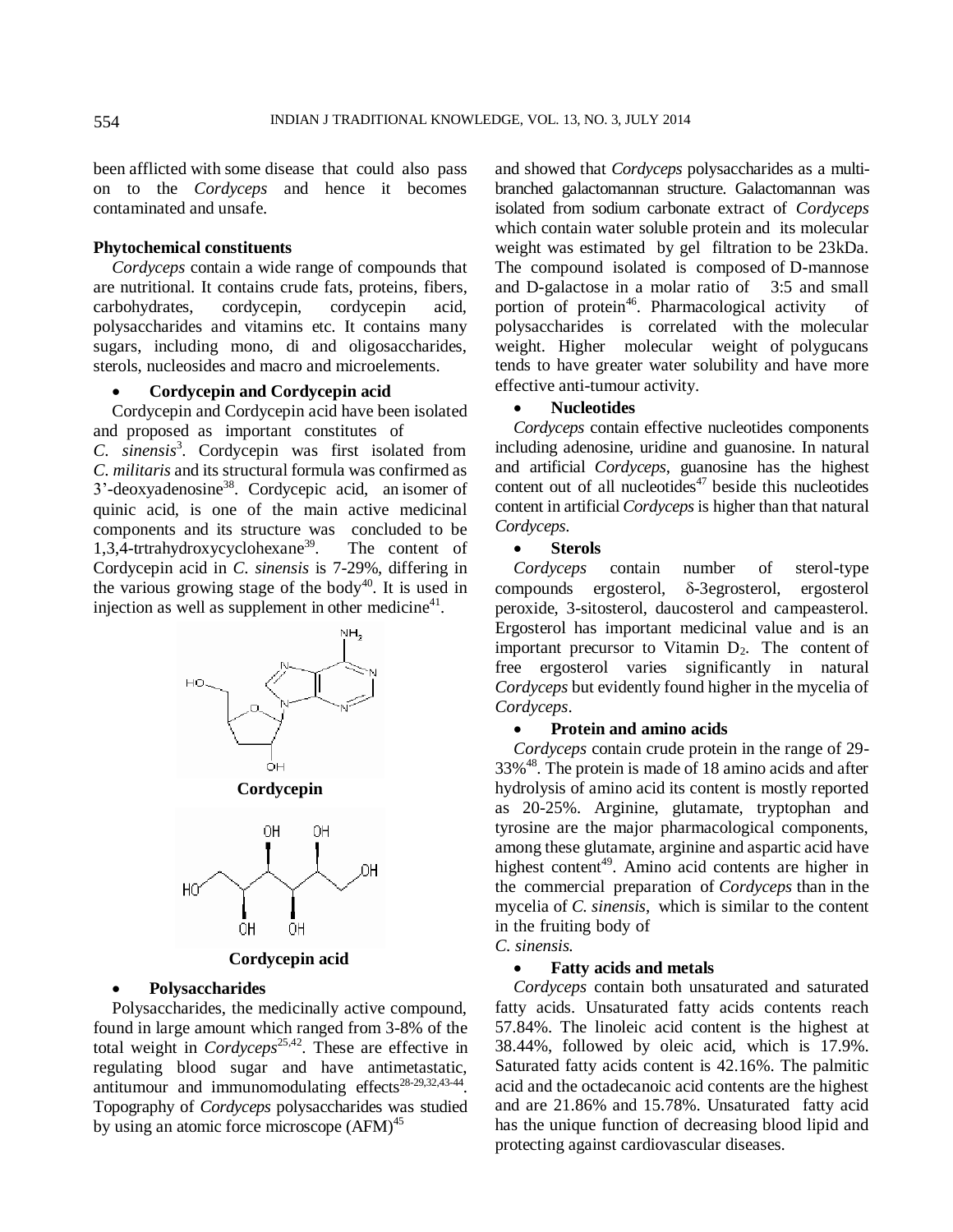been afflicted with some disease that could also pass on to the *Cordyceps* and hence it becomes contaminated and unsafe.

### Phytochemical constituents

*Cordyceps* contain a wide range of compounds that are nutritional. It contains crude fats, proteins, fibers, carbohydrates, cordycepin, cordycepin acid, polysaccharides and vitamins etc. It contains many sugars, including mono, di and oligosaccharides, sterols, nucleosides and macro and microelements.

- **Cordycepin and Cordycepin acid**

Cordycepin and Cordycepin acid have been isolated and proposed as important constitutes of *C. sinensis*[3]. Cordycepin was first isolated from *C. militaris* and its structural formula was confirmed as 3'-deoxyadenosine[38]. Cordycepic acid, an isomer of quinic acid, is one of the main active medicinal components and its structure was concluded to be 1,3,4-trtrahydroxycyclohexane[39]. The content of Cordycepin acid in *C. sinensis* is 7-29%, differing in the various growing stage of the body[40]. It is used in injection as well as supplement in other medicine[41].

**Cordycepin**

**Cordycepin acid**

- **Polysaccharides**

Polysaccharides, the medicinally active compound, found in large amount which ranged from 3-8% of the total weight in *Cordyceps*[25,42]. These are effective in regulating blood sugar and have antimetastatic, antitumour and immunomodulating effects[28-29,32,43-44]. Topography of *Cordyceps* polysaccharides was studied by using an atomic force microscope (AFM)[45] and showed that *Cordyceps* polysaccharides as a multi-branched galactomannan structure. Galactomannan was isolated from sodium carbonate extract of *Cordyceps* which contain water soluble protein and its molecular weight was estimated by gel filtration to be 23kDa. The compound isolated is composed of D-mannose and D-galactose in a molar ratio of 3:5 and small portion of protein[46]. Pharmacological activity of polysaccharides is correlated with the molecular weight. Higher molecular weight of polygucans tends to have greater water solubility and have more effective anti-tumour activity.

- **Nucleotides**

*Cordyceps* contain effective nucleotides components including adenosine, uridine and guanosine. In natural and artificial *Cordyceps*, guanosine has the highest content out of all nucleotides[47] beside this nucleotides content in artificial *Cordyceps* is higher than that natural *Cordyceps*.

- **Sterols**

*Cordyceps* contain number of sterol-type compounds ergosterol, δ-3egrosterol, ergosterol peroxide, 3-sitosterol, daucosterol and campeasterol. Ergosterol has important medicinal value and is an important precursor to Vitamin $D_2$. The content of free ergosterol varies significantly in natural *Cordyceps* but evidently found higher in the mycelia of *Cordyceps*.

- **Protein and amino acids**

*Cordyceps* contain crude protein in the range of 29-33%[48]. The protein is made of 18 amino acids and after hydrolysis of amino acid its content is mostly reported as 20-25%. Arginine, glutamate, tryptophan and tyrosine are the major pharmacological components, among these glutamate, arginine and aspartic acid have highest content[49]. Amino acid contents are higher in the commercial preparation of *Cordyceps* than in the mycelia of *C. sinensis*, which is similar to the content in the fruiting body of *C. sinensis.*

- **Fatty acids and metals**

*Cordyceps* contain both unsaturated and saturated fatty acids. Unsaturated fatty acids contents reach 57.84%. The linoleic acid content is the highest at 38.44%, followed by oleic acid, which is 17.9%. Saturated fatty acids content is 42.16%. The palmitic acid and the octadecanoic acid contents are the highest and are 21.86% and 15.78%. Unsaturated fatty acid has the unique function of decreasing blood lipid and protecting against cardiovascular diseases.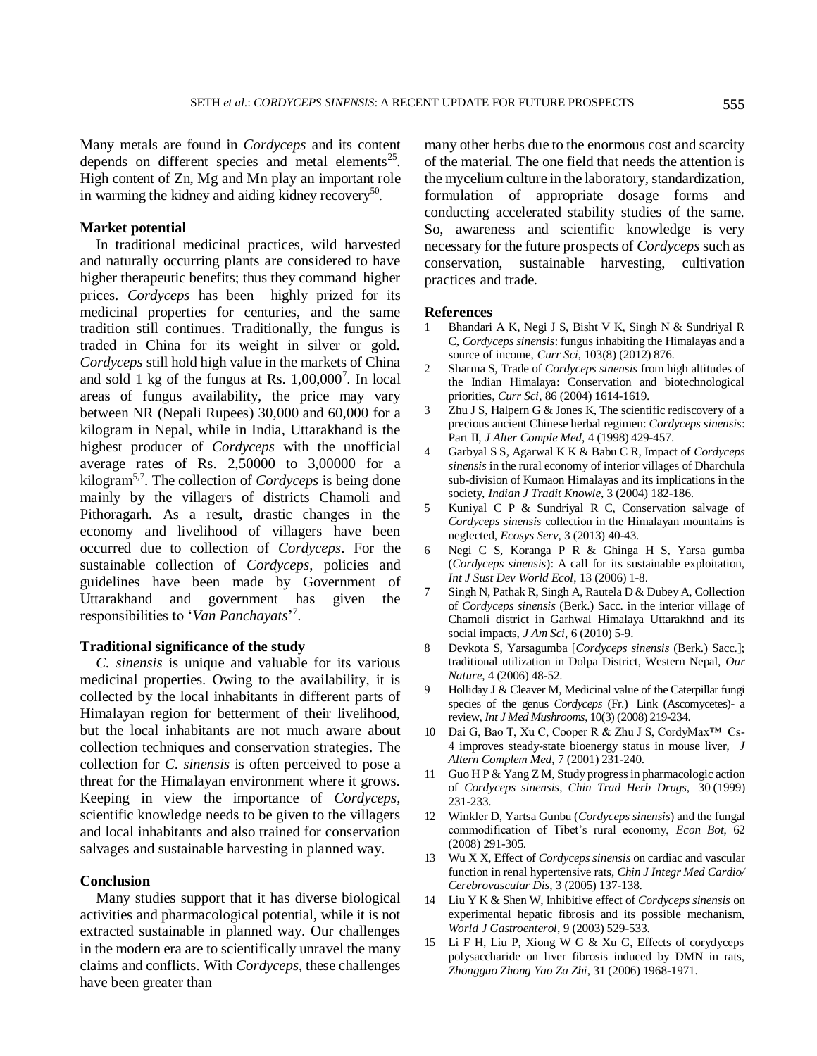Many metals are found in *Cordyceps* and its content depends on different species and metal elements[25]. High content of Zn, Mg and Mn play an important role in warming the kidney and aiding kidney recovery[50].

### Market potential

In traditional medicinal practices, wild harvested and naturally occurring plants are considered to have higher therapeutic benefits; thus they command higher prices. *Cordyceps* has been highly prized for its medicinal properties for centuries, and the same tradition still continues. Traditionally, the fungus is traded in China for its weight in silver or gold. *Cordyceps* still hold high value in the markets of China and sold 1 kg of the fungus at Rs. 1,00,000[7]. In local areas of fungus availability, the price may vary between NR (Nepali Rupees) 30,000 and 60,000 for a kilogram in Nepal, while in India, Uttarakhand is the highest producer of *Cordyceps* with the unofficial average rates of Rs. 2,50000 to 3,00000 for a kilogram[5,7]. The collection of *Cordyceps* is being done mainly by the villagers of districts Chamoli and Pithoragarh. As a result, drastic changes in the economy and livelihood of villagers have been occurred due to collection of *Cordyceps*. For the sustainable collection of *Cordyceps*, policies and guidelines have been made by Government of Uttarakhand and government has given the responsibilities to '*Van Panchayats*'[7].

### Traditional significance of the study

*C. sinensis* is unique and valuable for its various medicinal properties. Owing to the availability, it is collected by the local inhabitants in different parts of Himalayan region for betterment of their livelihood, but the local inhabitants are not much aware about collection techniques and conservation strategies. The collection for *C. sinensis* is often perceived to pose a threat for the Himalayan environment where it grows. Keeping in view the importance of *Cordyceps*, scientific knowledge needs to be given to the villagers and local inhabitants and also trained for conservation salvages and sustainable harvesting in planned way.

### Conclusion

Many studies support that it has diverse biological activities and pharmacological potential, while it is not extracted sustainable in planned way. Our challenges in the modern era are to scientifically unravel the many claims and conflicts. With *Cordyceps*, these challenges have been greater than many other herbs due to the enormous cost and scarcity of the material. The one field that needs the attention is the mycelium culture in the laboratory, standardization, formulation of appropriate dosage forms and conducting accelerated stability studies of the same. So, awareness and scientific knowledge is very necessary for the future prospects of *Cordyceps* such as conservation, sustainable harvesting, cultivation practices and trade.

### References

1. Bhandari A K, Negi J S, Bisht V K, Singh N & Sundriyal R C, *Cordyceps sinensis*: fungus inhabiting the Himalayas and a source of income, *Curr Sci*, 103(8) (2012) 876.
2. Sharma S, Trade of *Cordyceps sinensis* from high altitudes of the Indian Himalaya: Conservation and biotechnological priorities, *Curr Sci*, 86 (2004) 1614-1619.
3. Zhu J S, Halpern G & Jones K, The scientific rediscovery of a precious ancient Chinese herbal regimen: *Cordyceps sinensis*: Part II, *J Alter Comple Med*, 4 (1998) 429-457.
4. Garbyal S S, Agarwal K K & Babu C R, Impact of *Cordyceps sinensis* in the rural economy of interior villages of Dharchula sub-division of Kumaon Himalayas and its implications in the society, *Indian J Tradit Knowle*, 3 (2004) 182-186.
5. Kuniyal C P & Sundriyal R C, Conservation salvage of *Cordyceps sinensis* collection in the Himalayan mountains is neglected, *Ecosys Serv*, 3 (2013) 40-43.
6. Negi C S, Koranga P R & Ghinga H S, Yarsa gumba (*Cordyceps sinensis*): A call for its sustainable exploitation, *Int J Sust Dev World Ecol*, 13 (2006) 1-8.
7. Singh N, Pathak R, Singh A, Rautela D & Dubey A, Collection of *Cordyceps sinensis* (Berk.) Sacc. in the interior village of Chamoli district in Garhwal Himalaya Uttarakhnd and its social impacts, *J Am Sci*, 6 (2010) 5-9.
8. Devkota S, Yarsagumba [*Cordyceps sinensis* (Berk.) Sacc.]; traditional utilization in Dolpa District, Western Nepal, *Our Nature*, 4 (2006) 48-52.
9. Holliday J & Cleaver M, Medicinal value of the Caterpillar fungi species of the genus *Cordyceps* (Fr.) Link (Ascomycetes)- a review, *Int J Med Mushrooms*, 10(3) (2008) 219-234.
10. Dai G, Bao T, Xu C, Cooper R & Zhu J S, CordyMax™ Cs-4 improves steady-state bioenergy status in mouse liver, *J Altern Complem Med*, 7 (2001) 231-240.
11. Guo H P & Yang Z M, Study progress in pharmacologic action of *Cordyceps sinensis*, *Chin Trad Herb Drugs*, 30 (1999) 231-233.
12. Winkler D, Yartsa Gunbu (*Cordyceps sinensis*) and the fungal commodification of Tibet's rural economy, *Econ Bot*, 62 (2008) 291-305.
13. Wu X X, Effect of *Cordyceps sinensis* on cardiac and vascular function in renal hypertensive rats, *Chin J Integr Med Cardio/ Cerebrovascular Dis*, 3 (2005) 137-138.
14. Liu Y K & Shen W, Inhibitive effect of *Cordyceps sinensis* on experimental hepatic fibrosis and its possible mechanism, *World J Gastroenterol*, 9 (2003) 529-533.
15. Li F H, Liu P, Xiong W G & Xu G, Effects of corydyceps polysaccharide on liver fibrosis induced by DMN in rats, *Zhongguo Zhong Yao Za Zhi*, 31 (2006) 1968-1971.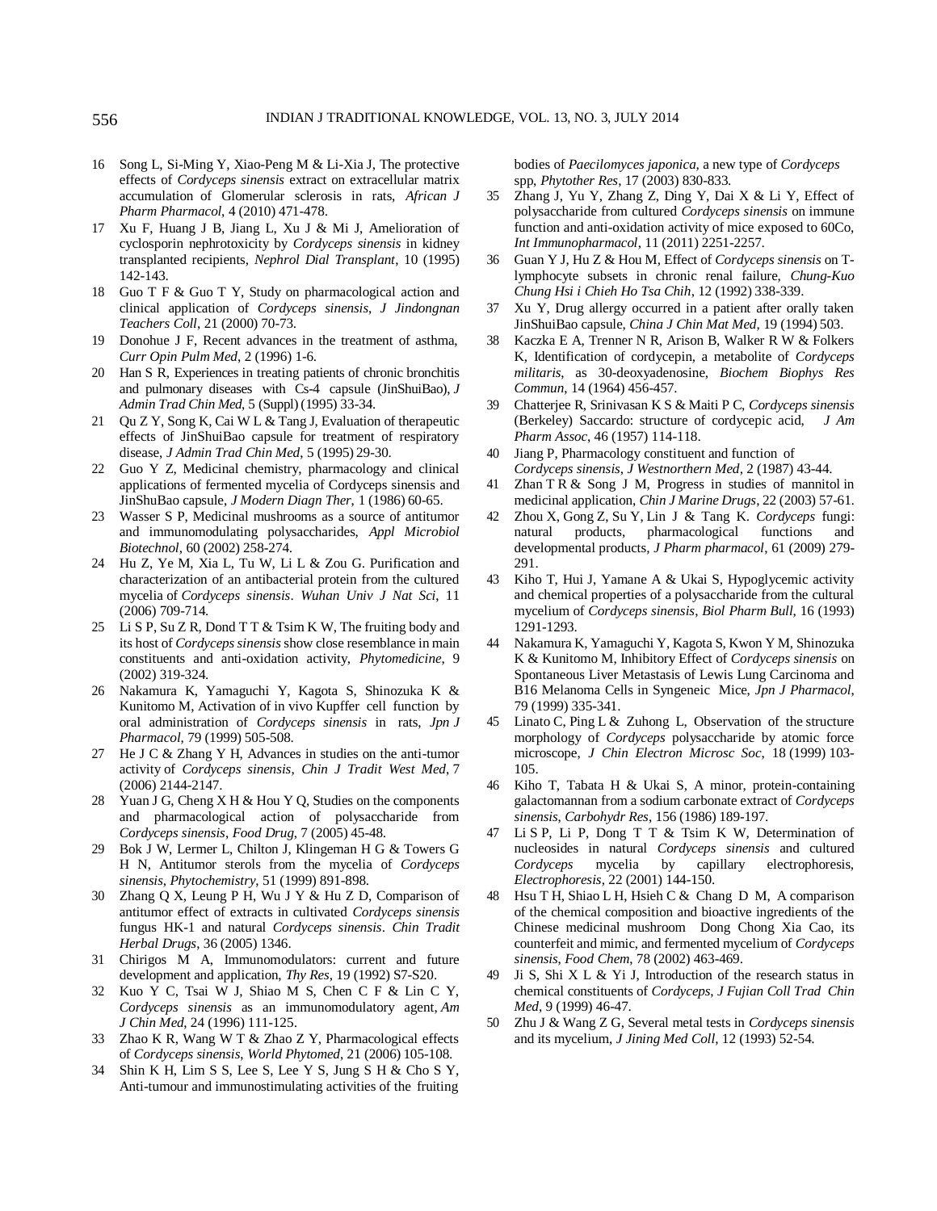16 Song L, Si-Ming Y, Xiao-Peng M & Li-Xia J, The protective effects of *Cordyceps sinensis* extract on extracellular matrix accumulation of Glomerular sclerosis in rats, *African J Pharm Pharmacol*, 4 (2010) 471-478.

17 Xu F, Huang J B, Jiang L, Xu J & Mi J, Amelioration of cyclosporin nephrotoxicity by *Cordyceps sinensis* in kidney transplanted recipients, *Nephrol Dial Transplant*, 10 (1995) 142-143.

18 Guo T F & Guo T Y, Study on pharmacological action and clinical application of *Cordyceps sinensis*, *J Jindongnan Teachers Coll*, 21 (2000) 70-73.

19 Donohue J F, Recent advances in the treatment of asthma, *Curr Opin Pulm Med*, 2 (1996) 1-6.

20 Han S R, Experiences in treating patients of chronic bronchitis and pulmonary diseases with Cs-4 capsule (JinShuiBao), *J Admin Trad Chin Med*, 5 (Suppl) (1995) 33-34.

21 Qu Z Y, Song K, Cai W L & Tang J, Evaluation of therapeutic effects of JinShuiBao capsule for treatment of respiratory disease, *J Admin Trad Chin Med*, 5 (1995) 29-30.

22 Guo Y Z, Medicinal chemistry, pharmacology and clinical applications of fermented mycelia of Cordyceps sinensis and JinShuBao capsule, *J Modern Diagn Ther*, 1 (1986) 60-65.

23 Wasser S P, Medicinal mushrooms as a source of antitumor and immunomodulating polysaccharides, *Appl Microbiol Biotechnol*, 60 (2002) 258-274.

24 Hu Z, Ye M, Xia L, Tu W, Li L & Zou G. Purification and characterization of an antibacterial protein from the cultured mycelia of *Cordyceps sinensis*. *Wuhan Univ J Nat Sci*, 11 (2006) 709-714.

25 Li S P, Su Z R, Dond T T & Tsim K W, The fruiting body and its host of *Cordyceps sinensis* show close resemblance in main constituents and anti-oxidation activity, *Phytomedicine*, 9 (2002) 319-324.

26 Nakamura K, Yamaguchi Y, Kagota S, Shinozuka K & Kunitomo M, Activation of in vivo Kupffer cell function by oral administration of *Cordyceps sinensis* in rats, *Jpn J Pharmacol*, 79 (1999) 505-508.

27 He J C & Zhang Y H, Advances in studies on the anti-tumor activity of *Cordyceps sinensis*, *Chin J Tradit West Med*, 7 (2006) 2144-2147.

28 Yuan J G, Cheng X H & Hou Y Q, Studies on the components and pharmacological action of polysaccharide from *Cordyceps sinensis*, *Food Drug*, 7 (2005) 45-48.

29 Bok J W, Lermer L, Chilton J, Klingeman H G & Towers G H N, Antitumor sterols from the mycelia of *Cordyceps sinensis*, *Phytochemistry*, 51 (1999) 891-898.

30 Zhang Q X, Leung P H, Wu J Y & Hu Z D, Comparison of antitumor effect of extracts in cultivated *Cordyceps sinensis* fungus HK-1 and natural *Cordyceps sinensis*. *Chin Tradit Herbal Drugs*, 36 (2005) 1346.

31 Chirigos M A, Immunomodulators: current and future development and application, *Thy Res*, 19 (1992) S7-S20.

32 Kuo Y C, Tsai W J, Shiao M S, Chen C F & Lin C Y, *Cordyceps sinensis* as an immunomodulatory agent, *Am J Chin Med*, 24 (1996) 111-125.

33 Zhao K R, Wang W T & Zhao Z Y, Pharmacological effects of *Cordyceps sinensis*, *World Phytomed*, 21 (2006) 105-108.

34 Shin K H, Lim S S, Lee S, Lee Y S, Jung S H & Cho S Y, Anti-tumour and immunostimulating activities of the fruiting bodies of *Paecilomyces japonica*, a new type of *Cordyceps* spp, *Phytother Res*, 17 (2003) 830-833.

35 Zhang J, Yu Y, Zhang Z, Ding Y, Dai X & Li Y, Effect of polysaccharide from cultured *Cordyceps sinensis* on immune function and anti-oxidation activity of mice exposed to 60Co, *Int Immunopharmacol*, 11 (2011) 2251-2257.

36 Guan Y J, Hu Z & Hou M, Effect of *Cordyceps sinensis* on T-lymphocyte subsets in chronic renal failure, *Chung-Kuo Chung Hsi i Chieh Ho Tsa Chih*, 12 (1992) 338-339.

37 Xu Y, Drug allergy occurred in a patient after orally taken JinShuiBao capsule, *China J Chin Mat Med*, 19 (1994) 503.

38 Kaczka E A, Trenner N R, Arison B, Walker R W & Folkers K, Identification of cordycepin, a metabolite of *Cordyceps militaris*, as 30-deoxyadenosine, *Biochem Biophys Res Commun*, 14 (1964) 456-457.

39 Chatterjee R, Srinivasan K S & Maiti P C, *Cordyceps sinensis* (Berkeley) Saccardo: structure of cordycepic acid, *J Am Pharm Assoc*, 46 (1957) 114-118.

40 Jiang P, Pharmacology constituent and function of *Cordyceps sinensis*, *J Westnorthern Med*, 2 (1987) 43-44.

41 Zhan T R & Song J M, Progress in studies of mannitol in medicinal application, *Chin J Marine Drugs*, 22 (2003) 57-61.

42 Zhou X, Gong Z, Su Y, Lin J & Tang K. *Cordyceps* fungi: natural products, pharmacological functions and developmental products, *J Pharm pharmacol*, 61 (2009) 279-291.

43 Kiho T, Hui J, Yamane A & Ukai S, Hypoglycemic activity and chemical properties of a polysaccharide from the cultural mycelium of *Cordyceps sinensis*, *Biol Pharm Bull*, 16 (1993) 1291-1293.

44 Nakamura K, Yamaguchi Y, Kagota S, Kwon Y M, Shinozuka K & Kunitomo M, Inhibitory Effect of *Cordyceps sinensis* on Spontaneous Liver Metastasis of Lewis Lung Carcinoma and B16 Melanoma Cells in Syngeneic Mice, *Jpn J Pharmacol*, 79 (1999) 335-341.

45 Linato C, Ping L & Zuhong L, Observation of the structure morphology of *Cordyceps* polysaccharide by atomic force microscope, *J Chin Electron Microsc Soc*, 18 (1999) 103-105.

46 Kiho T, Tabata H & Ukai S, A minor, protein-containing galactomannan from a sodium carbonate extract of *Cordyceps sinensis*, *Carbohydr Res*, 156 (1986) 189-197.

47 Li S P, Li P, Dong T T & Tsim K W, Determination of nucleosides in natural *Cordyceps sinensis* and cultured *Cordyceps* mycelia by capillary electrophoresis, *Electrophoresis*, 22 (2001) 144-150.

48 Hsu T H, Shiao L H, Hsieh C & Chang D M, A comparison of the chemical composition and bioactive ingredients of the Chinese medicinal mushroom Dong Chong Xia Cao, its counterfeit and mimic, and fermented mycelium of *Cordyceps sinensis*, *Food Chem*, 78 (2002) 463-469.

49 Ji S, Shi X L & Yi J, Introduction of the research status in chemical constituents of *Cordyceps*, *J Fujian Coll Trad Chin Med*, 9 (1999) 46-47.

50 Zhu J & Wang Z G, Several metal tests in *Cordyceps sinensis* and its mycelium, *J Jining Med Coll*, 12 (1993) 52-54.